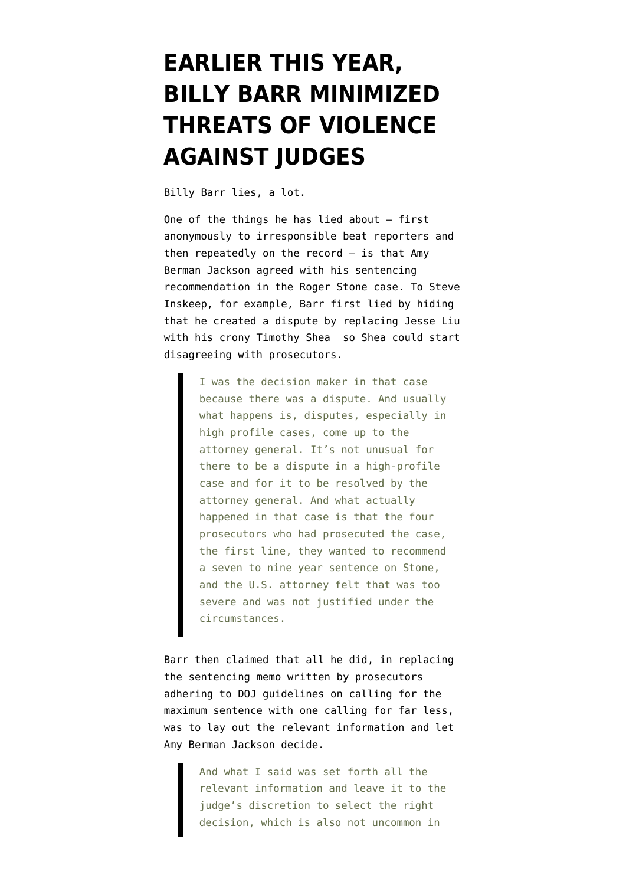# EARLIER THIS YEAR, BILLY BARR MINIMIZED THREATS OF VIOLENCE AGAINST JUDGES

Billy Barr lies, a lot.

One of the things he has lied about — first anonymously to irresponsible beat reporters and then repeatedly on the record — is that Amy Berman Jackson agreed with his sentencing recommendation in the Roger Stone case. To Steve Inskeep, for example, Barr first lied by hiding that he created a dispute by replacing Jesse Liu with his crony Timothy Shea so Shea could start disagreeing with prosecutors.

> I was the decision maker in that case because there was a dispute. And usually what happens is, disputes, especially in high profile cases, come up to the attorney general. It's not unusual for there to be a dispute in a high-profile case and for it to be resolved by the attorney general. And what actually happened in that case is that the four prosecutors who had prosecuted the case, the first line, they wanted to recommend a seven to nine year sentence on Stone, and the U.S. attorney felt that was too severe and was not justified under the circumstances.

Barr then claimed that all he did, in replacing the sentencing memo written by prosecutors adhering to DOJ guidelines on calling for the maximum sentence with one calling for far less, was to lay out the relevant information and let Amy Berman Jackson decide.

> And what I said was set forth all the relevant information and leave it to the judge's discretion to select the right decision, which is also not uncommon in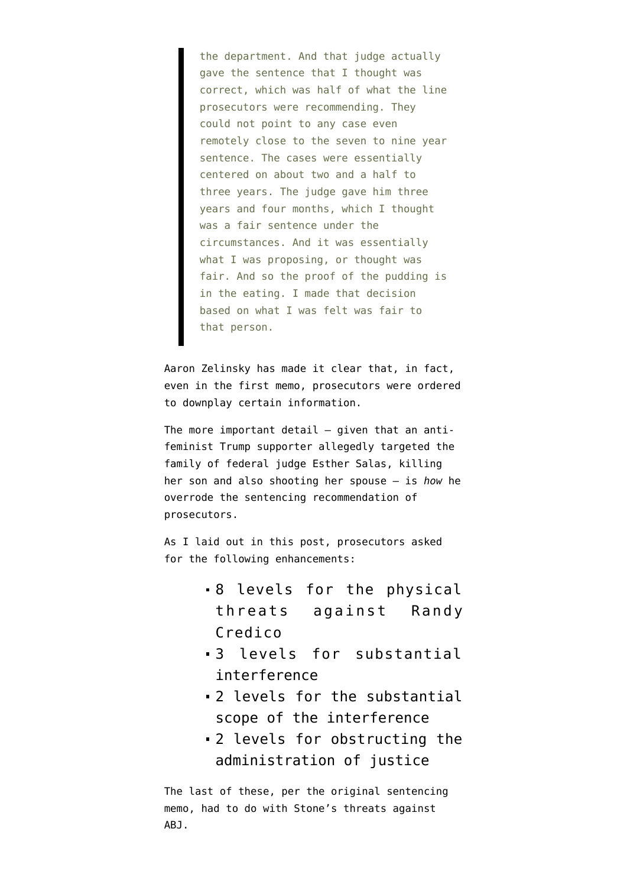> the department. And that judge actually gave the sentence that I thought was correct, which was half of what the line prosecutors were recommending. They could not point to any case even remotely close to the seven to nine year sentence. The cases were essentially centered on about two and a half to three years. The judge gave him three years and four months, which I thought was a fair sentence under the circumstances. And it was essentially what I was proposing, or thought was fair. And so the proof of the pudding is in the eating. I made that decision based on what I was felt was fair to that person.

Aaron Zelinsky has made it clear that, in fact, even in the first memo, prosecutors were ordered to downplay certain information.

The more important detail — given that an anti-feminist Trump supporter allegedly targeted the family of federal judge Esther Salas, killing her son and also shooting her spouse — is *how* he overrode the sentencing recommendation of prosecutors.

As I laid out in this post, prosecutors asked for the following enhancements:

- 8 levels for the physical threats against Randy Credico
- 3 levels for substantial interference
- 2 levels for the substantial scope of the interference
- 2 levels for obstructing the administration of justice

The last of these, per the original sentencing memo, had to do with Stone's threats against ABJ.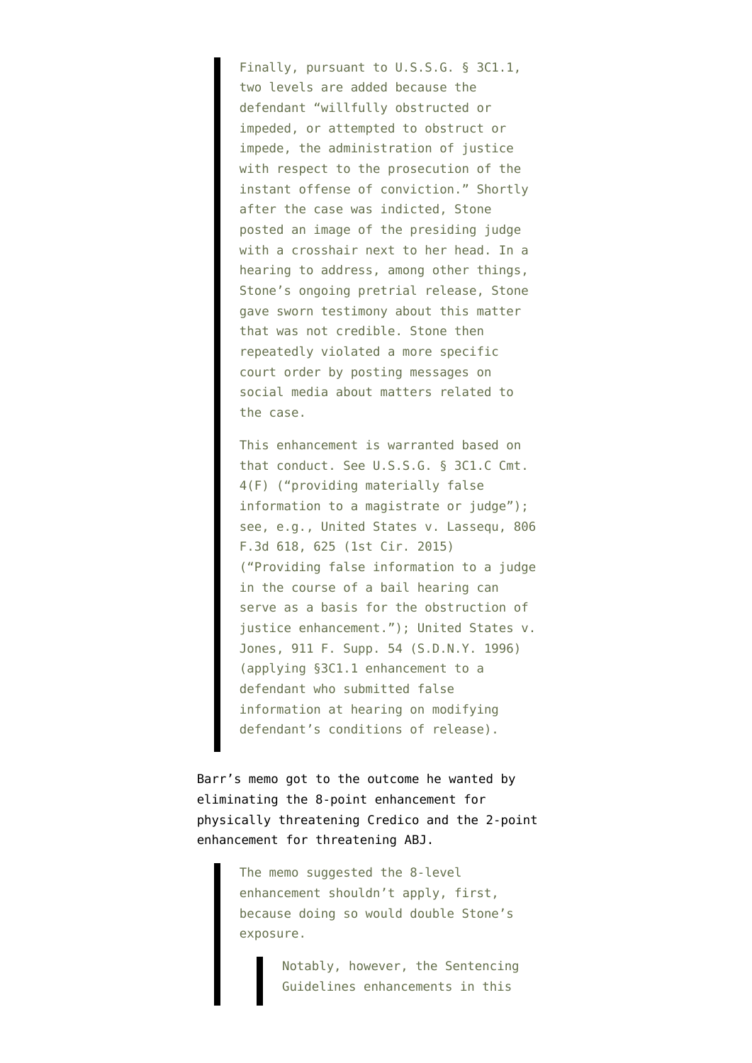> Finally, pursuant to U.S.S.G. § 3C1.1, two levels are added because the defendant "willfully obstructed or impeded, or attempted to obstruct or impede, the administration of justice with respect to the prosecution of the instant offense of conviction." Shortly after the case was indicted, Stone posted an image of the presiding judge with a crosshair next to her head. In a hearing to address, among other things, Stone's ongoing pretrial release, Stone gave sworn testimony about this matter that was not credible. Stone then repeatedly violated a more specific court order by posting messages on social media about matters related to the case.
>
> This enhancement is warranted based on that conduct. See U.S.S.G. § 3C1.C Cmt. 4(F) ("providing materially false information to a magistrate or judge"); see, e.g., United States v. Lassequ, 806 F.3d 618, 625 (1st Cir. 2015) ("Providing false information to a judge in the course of a bail hearing can serve as a basis for the obstruction of justice enhancement."); United States v. Jones, 911 F. Supp. 54 (S.D.N.Y. 1996) (applying §3C1.1 enhancement to a defendant who submitted false information at hearing on modifying defendant's conditions of release).

Barr's memo got to the outcome he wanted by eliminating the 8-point enhancement for physically threatening Credico and the 2-point enhancement for threatening ABJ.

> The memo suggested the 8-level enhancement shouldn't apply, first, because doing so would double Stone's exposure.
>
> > Notably, however, the Sentencing Guidelines enhancements in this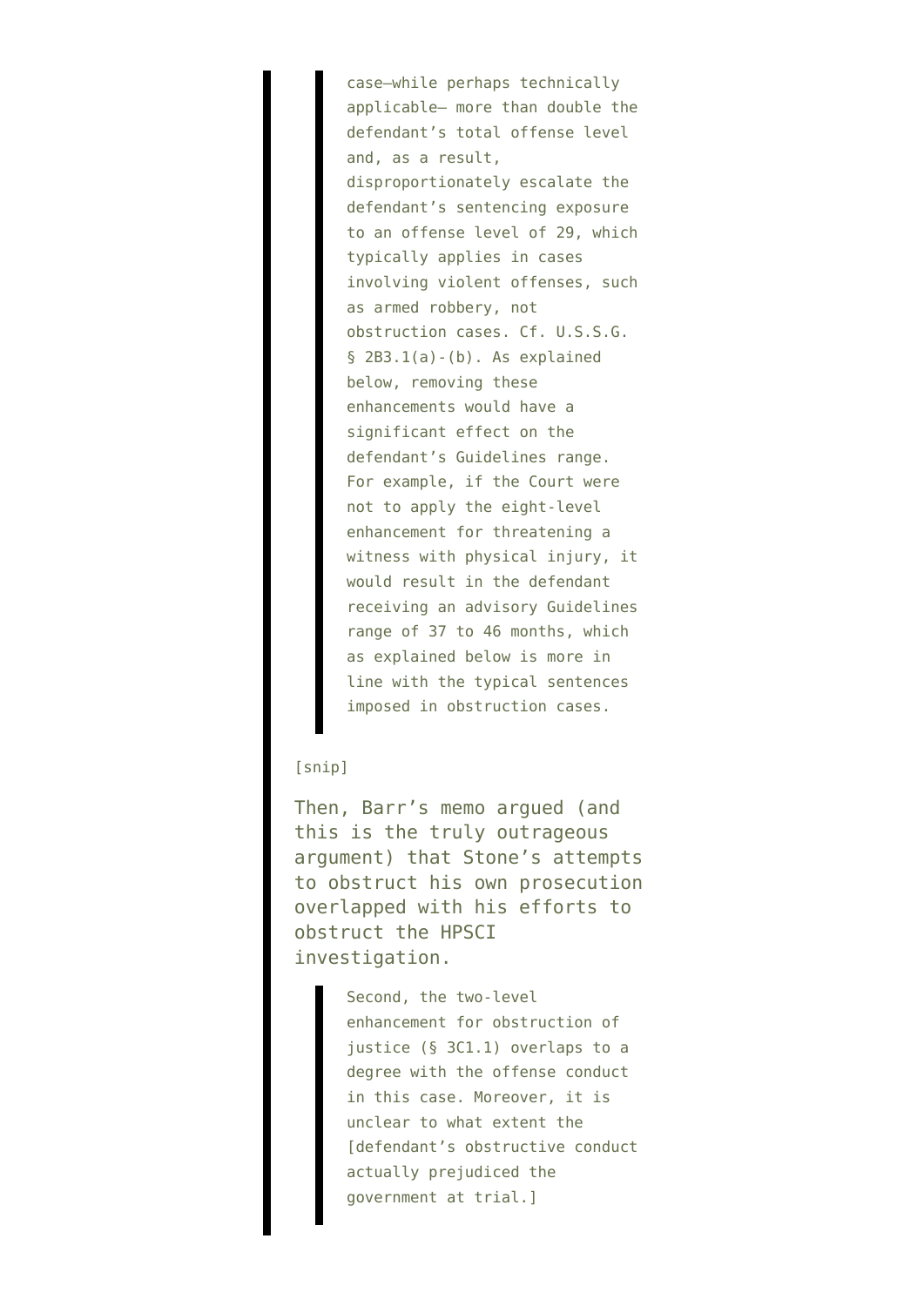> case—while perhaps technically applicable— more than double the defendant's total offense level and, as a result, disproportionately escalate the defendant's sentencing exposure to an offense level of 29, which typically applies in cases involving violent offenses, such as armed robbery, not obstruction cases. Cf. U.S.S.G. § 2B3.1(a)-(b). As explained below, removing these enhancements would have a significant effect on the defendant's Guidelines range. For example, if the Court were not to apply the eight-level enhancement for threatening a witness with physical injury, it would result in the defendant receiving an advisory Guidelines range of 37 to 46 months, which as explained below is more in line with the typical sentences imposed in obstruction cases.

[snip]

Then, Barr's memo argued (and this is the truly outrageous argument) that Stone's attempts to obstruct his own prosecution overlapped with his efforts to obstruct the HPSCI investigation.

> Second, the two-level enhancement for obstruction of justice (§ 3C1.1) overlaps to a degree with the offense conduct in this case. Moreover, it is unclear to what extent the [defendant's obstructive conduct actually prejudiced the government at trial.]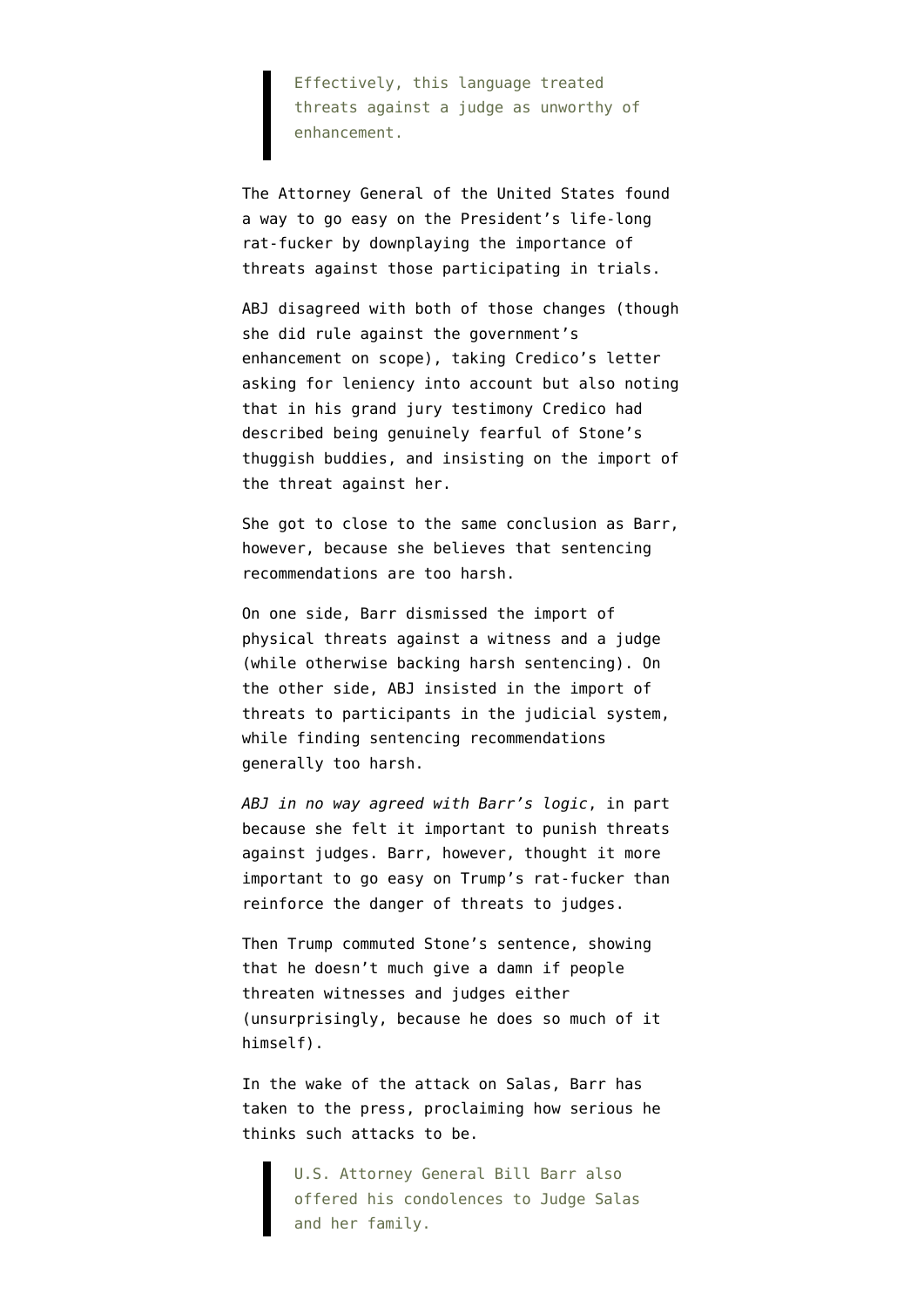> Effectively, this language treated threats against a judge as unworthy of enhancement.

The Attorney General of the United States found a way to go easy on the President's life-long rat-fucker by downplaying the importance of threats against those participating in trials.

ABJ disagreed with both of those changes (though she did rule against the government's enhancement on scope), taking Credico's letter asking for leniency into account but also noting that in his grand jury testimony Credico had described being genuinely fearful of Stone's thuggish buddies, and insisting on the import of the threat against her.

She got to close to the same conclusion as Barr, however, because she believes that sentencing recommendations are too harsh.

On one side, Barr dismissed the import of physical threats against a witness and a judge (while otherwise backing harsh sentencing). On the other side, ABJ insisted in the import of threats to participants in the judicial system, while finding sentencing recommendations generally too harsh.

*ABJ in no way agreed with Barr's logic*, in part because she felt it important to punish threats against judges. Barr, however, thought it more important to go easy on Trump's rat-fucker than reinforce the danger of threats to judges.

Then Trump commuted Stone's sentence, showing that he doesn't much give a damn if people threaten witnesses and judges either (unsurprisingly, because he does so much of it himself).

In the wake of the attack on Salas, Barr has taken to the press, proclaiming how serious he thinks such attacks to be.

> U.S. Attorney General Bill Barr also offered his condolences to Judge Salas and her family.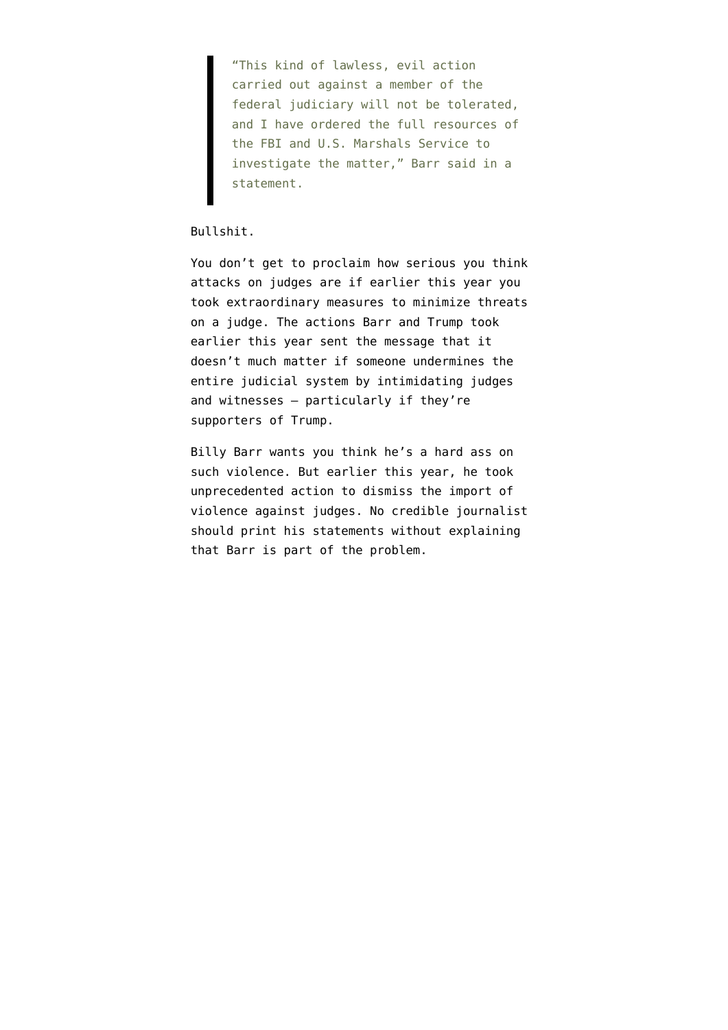> "This kind of lawless, evil action carried out against a member of the federal judiciary will not be tolerated, and I have ordered the full resources of the FBI and U.S. Marshals Service to investigate the matter," Barr said in a statement.

Bullshit.

You don't get to proclaim how serious you think attacks on judges are if earlier this year you took extraordinary measures to minimize threats on a judge. The actions Barr and Trump took earlier this year sent the message that it doesn't much matter if someone undermines the entire judicial system by intimidating judges and witnesses — particularly if they're supporters of Trump.

Billy Barr wants you think he's a hard ass on such violence. But earlier this year, he took unprecedented action to dismiss the import of violence against judges. No credible journalist should print his statements without explaining that Barr is part of the problem.